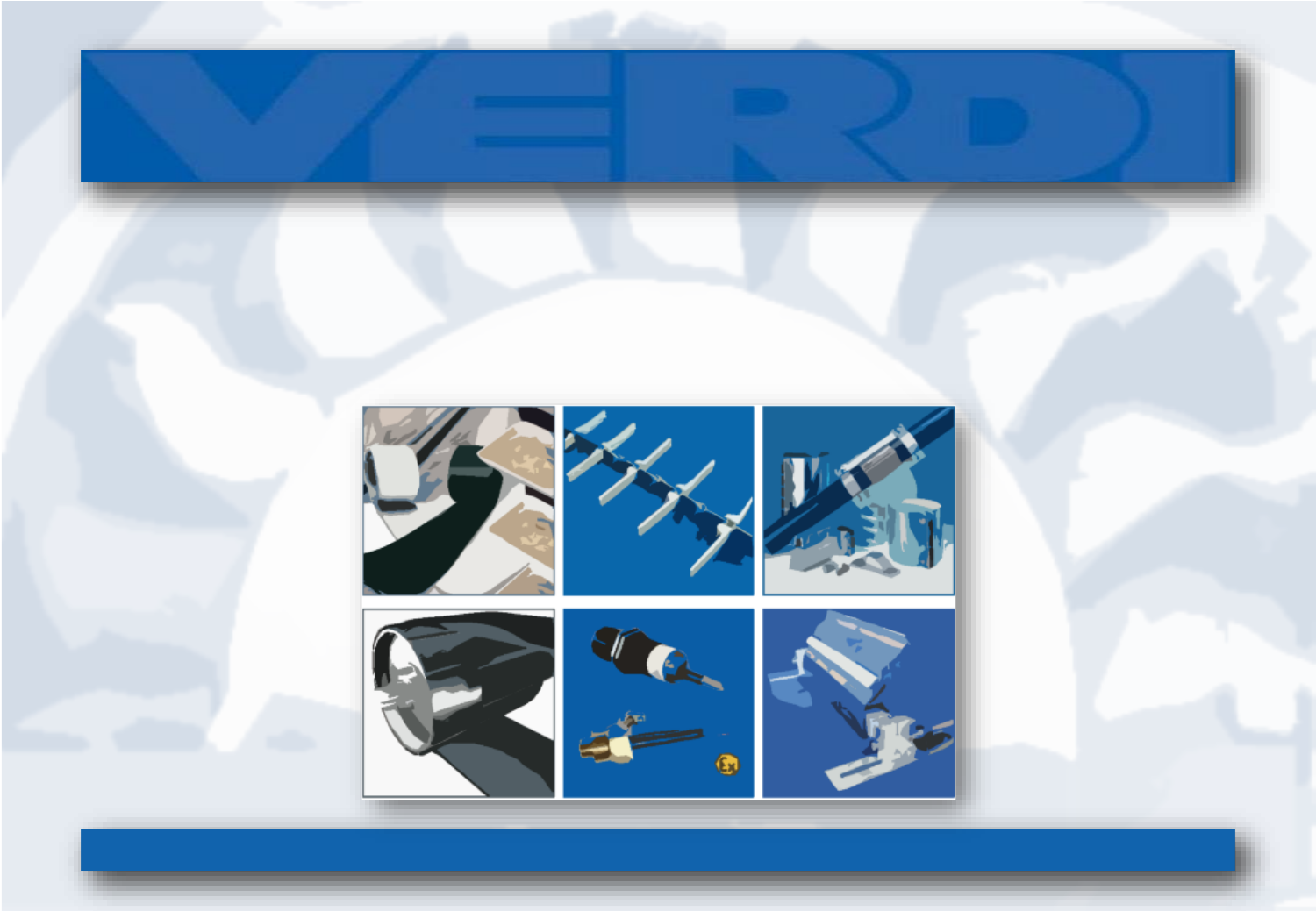# VERDI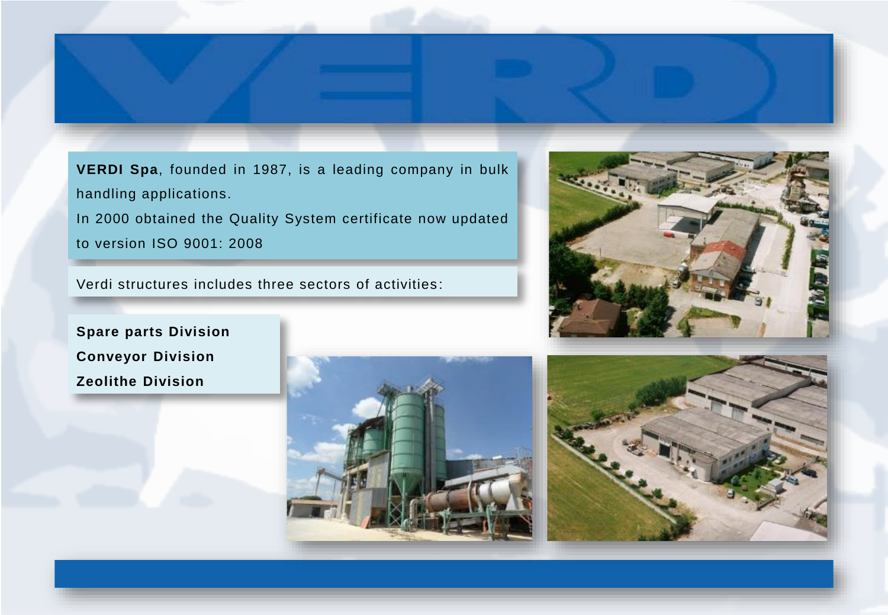**VERDI Spa**, founded in 1987, is a leading company in bulk handling applications.

In 2000 obtained the Quality System certificate now updated to version ISO 9001: 2008

Verdi structures includes three sectors of activities:

**Spare parts Division**

**Conveyor Division**

**Zeolithe Division**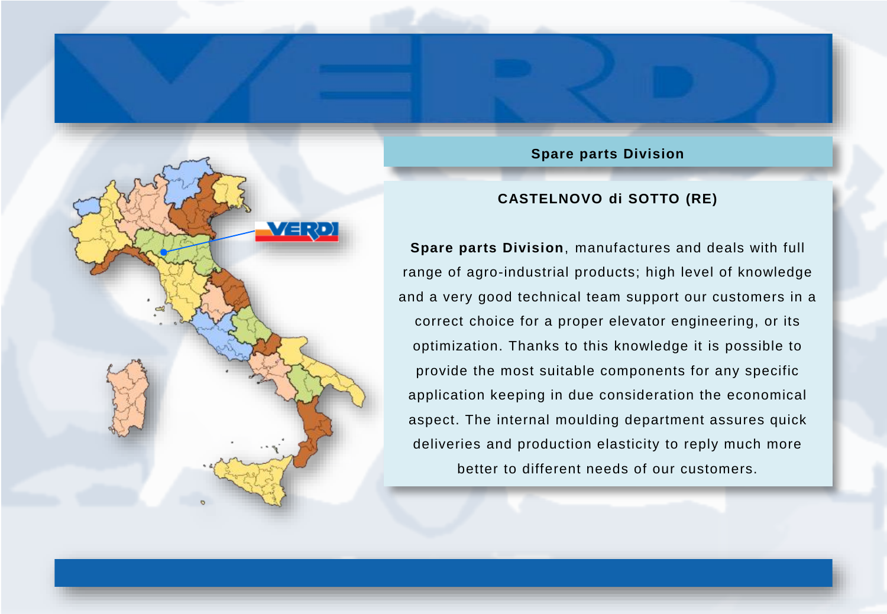## Spare parts Division

### CASTELNOVO di SOTTO (RE)

**Spare parts Division**, manufactures and deals with full range of agro-industrial products; high level of knowledge and a very good technical team support our customers in a correct choice for a proper elevator engineering, or its optimization. Thanks to this knowledge it is possible to provide the most suitable components for any specific application keeping in due consideration the economical aspect. The internal moulding department assures quick deliveries and production elasticity to reply much more better to different needs of our customers.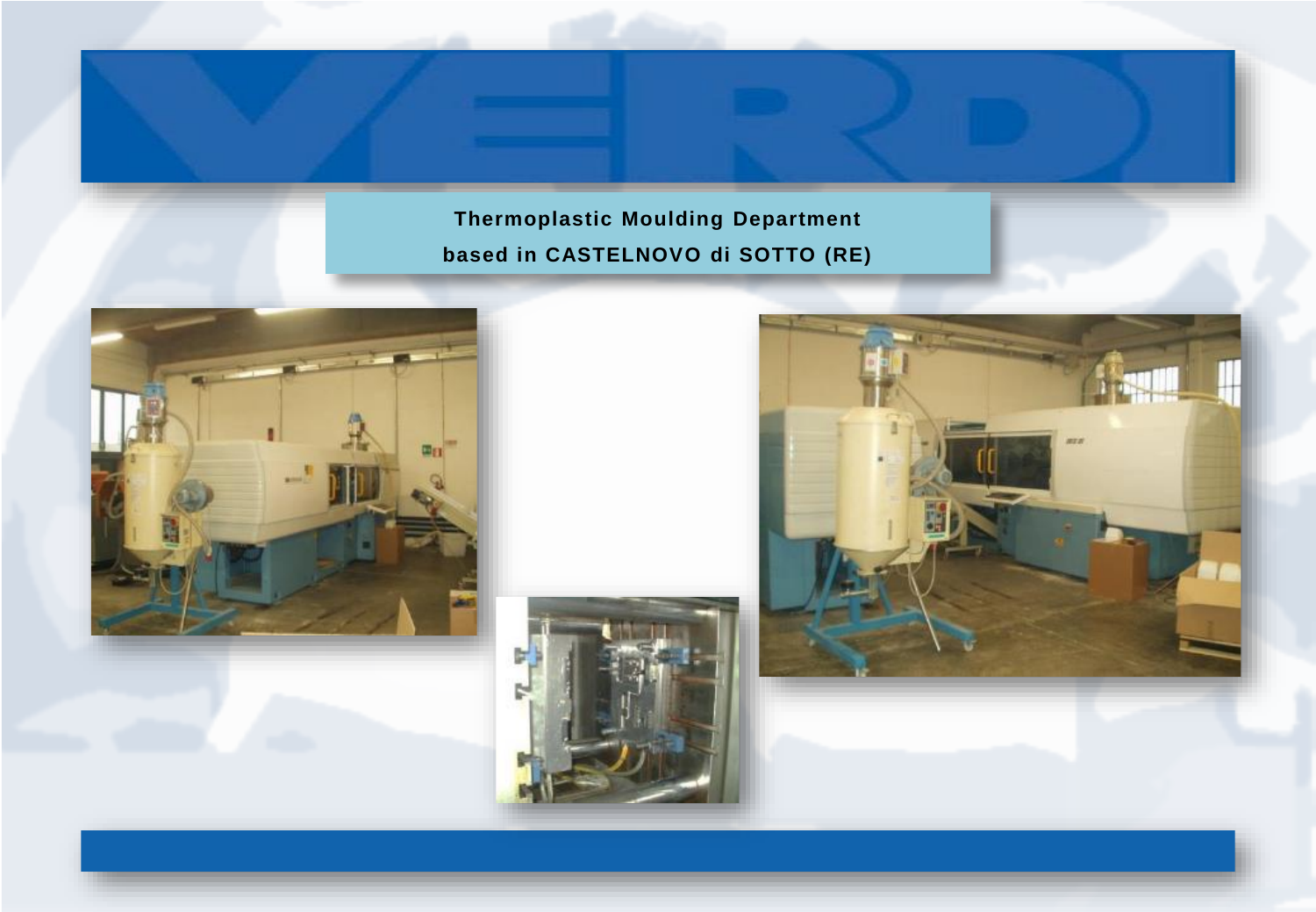**Thermoplastic Moulding Department**

**based in CASTELNOVO di SOTTO (RE)**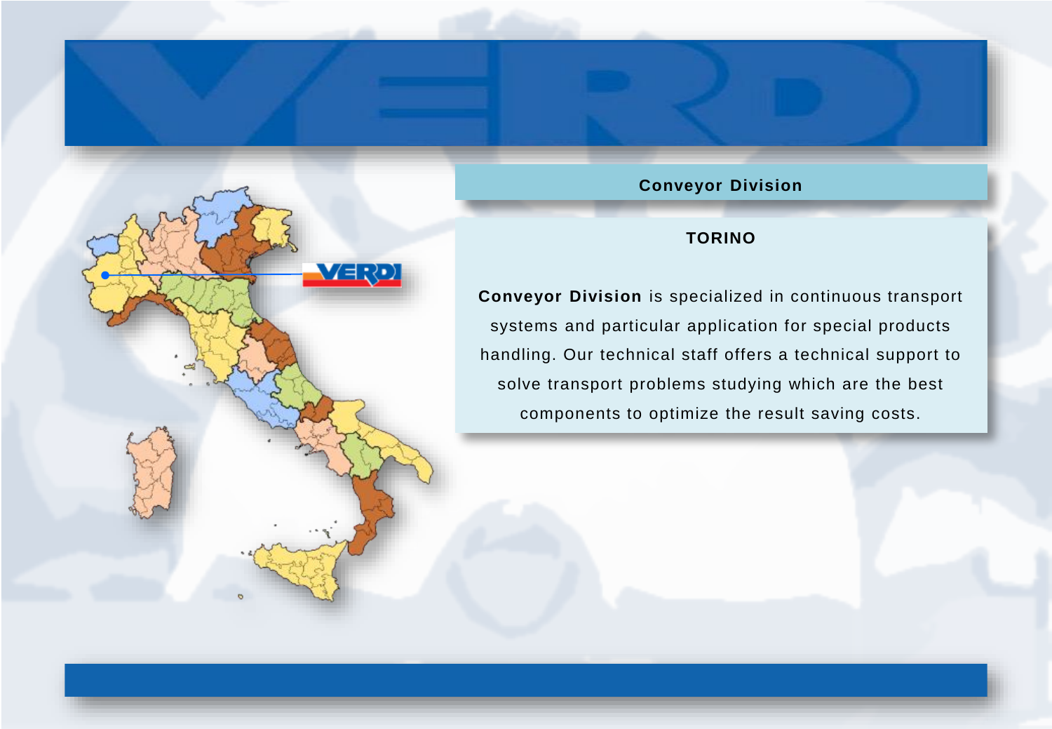## Conveyor Division

### TORINO

**Conveyor Division** is specialized in continuous transport systems and particular application for special products handling. Our technical staff offers a technical support to solve transport problems studying which are the best components to optimize the result saving costs.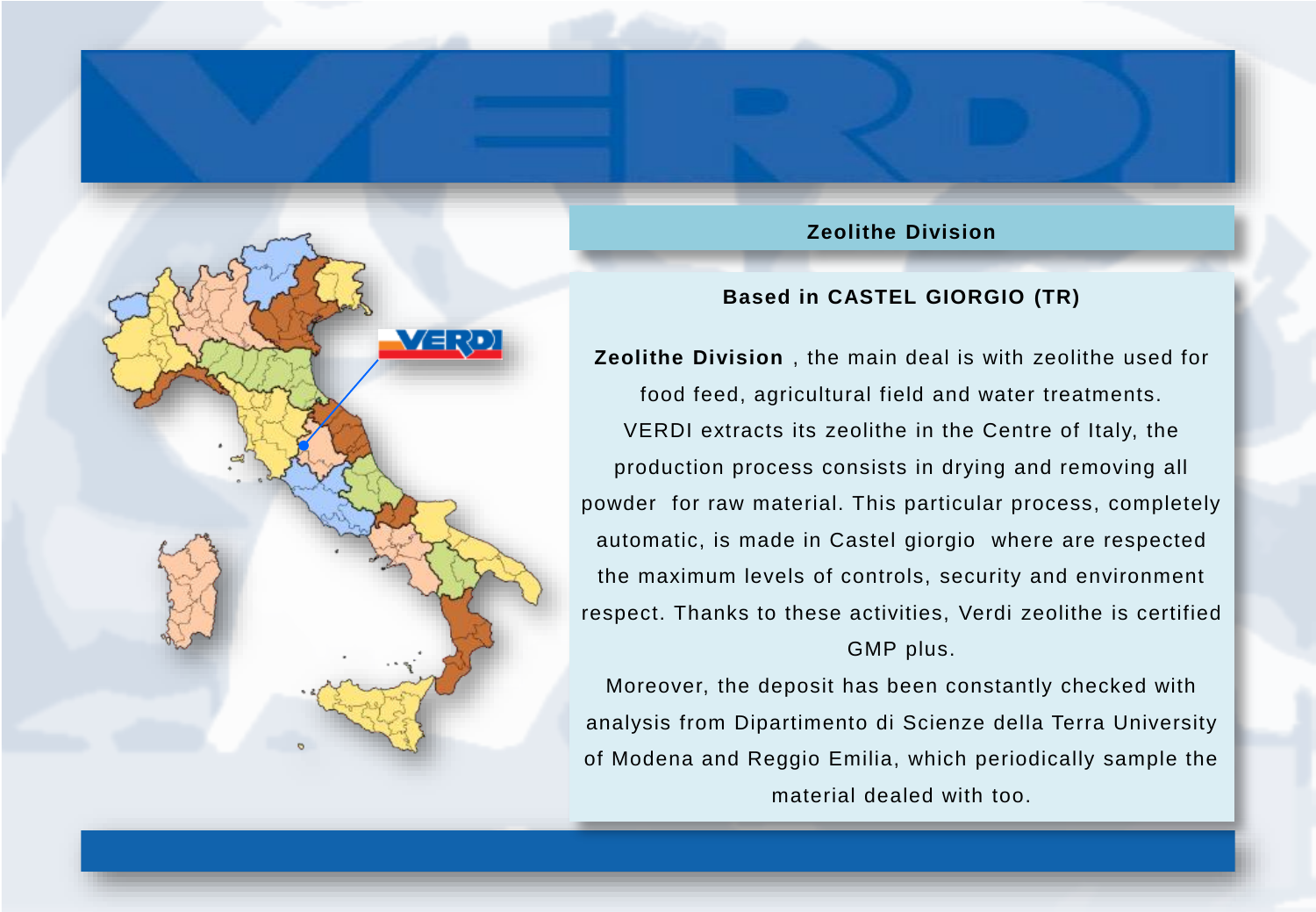# Zeolithe Division

## Based in CASTEL GIORGIO (TR)

**Zeolithe Division** , the main deal is with zeolithe used for food feed, agricultural field and water treatments.

VERDI extracts its zeolithe in the Centre of Italy, the production process consists in drying and removing all powder  for raw material. This particular process, completely automatic, is made in Castel giorgio  where are respected the maximum levels of controls, security and environment respect. Thanks to these activities, Verdi zeolithe is certified GMP plus.

Moreover, the deposit has been constantly checked with analysis from Dipartimento di Scienze della Terra University of Modena and Reggio Emilia, which periodically sample the material dealed with too.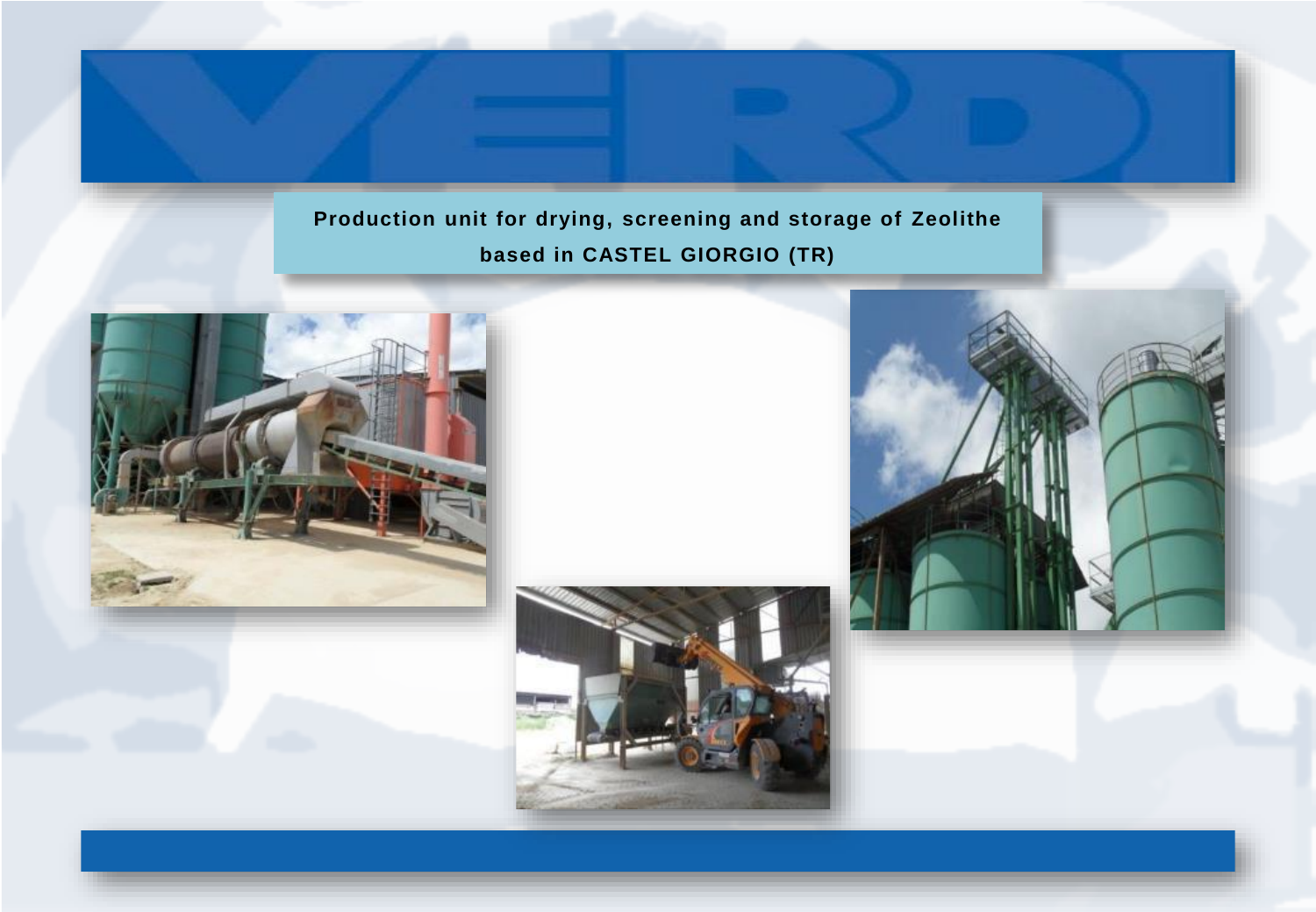Production unit for drying, screening and storage of Zeolithe based in CASTEL GIORGIO (TR)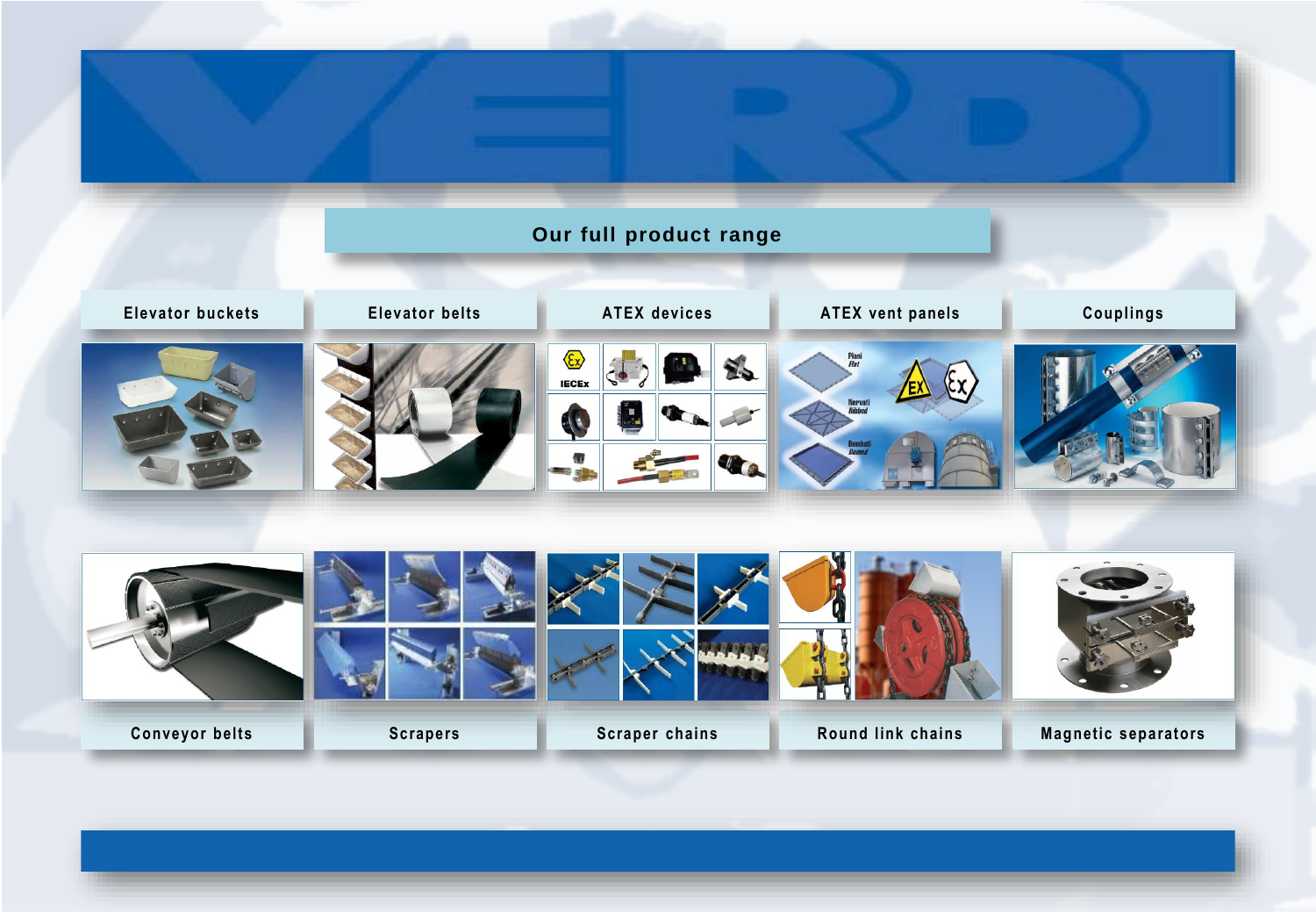# VERDI

## Our full product range

- Elevator buckets
- Elevator belts
- ATEX devices
- ATEX vent panels
- Couplings
- Conveyor belts
- Scrapers
- Scraper chains
- Round link chains
- Magnetic separators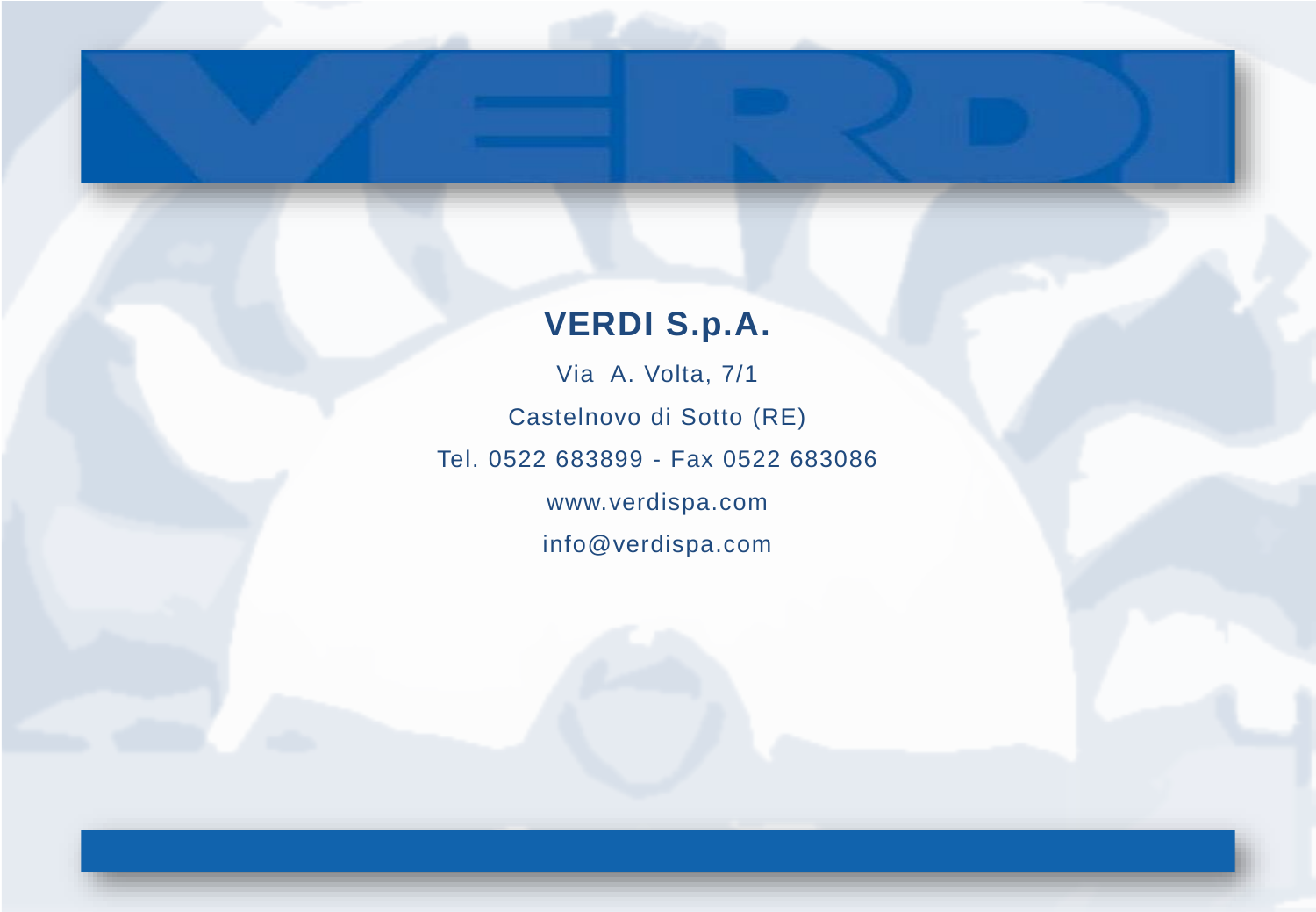**VERDI S.p.A.**

Via  A. Volta, 7/1

Castelnovo di Sotto (RE)

Tel. 0522 683899 - Fax 0522 683086

www.verdispa.com

info@verdispa.com